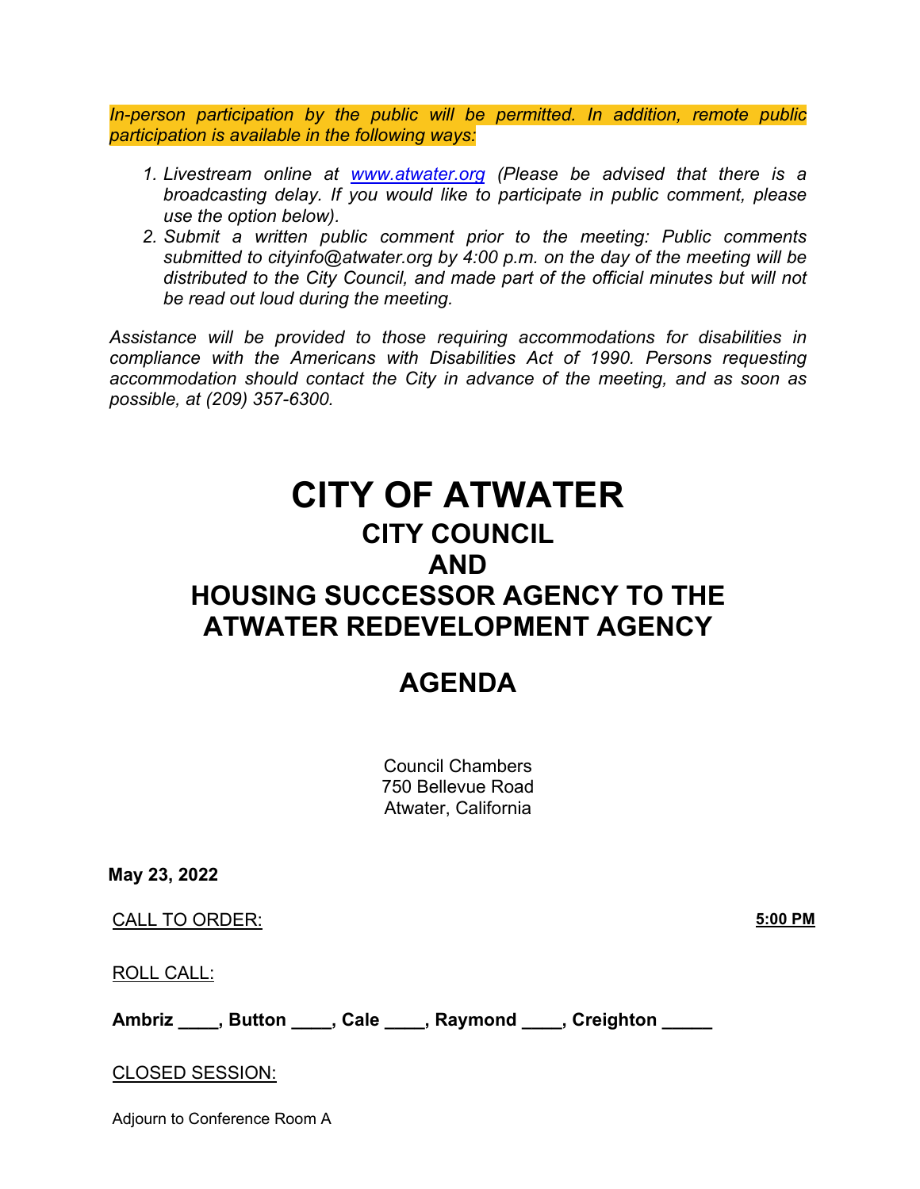*In-person participation by the public will be permitted. In addition, remote public participation is available in the following ways:*

1. *Livestream online at [www.atwater.org](www.atwater.org) (Please be advised that there is a broadcasting delay. If you would like to participate in public comment, please use the option below).*
2. *Submit a written public comment prior to the meeting: Public comments submitted to cityinfo@atwater.org by 4:00 p.m. on the day of the meeting will be distributed to the City Council, and made part of the official minutes but will not be read out loud during the meeting.*

*Assistance will be provided to those requiring accommodations for disabilities in compliance with the Americans with Disabilities Act of 1990. Persons requesting accommodation should contact the City in advance of the meeting, and as soon as possible, at (209) 357-6300.*

# CITY OF ATWATER

## CITY COUNCIL
## AND
## HOUSING SUCCESSOR AGENCY TO THE ATWATER REDEVELOPMENT AGENCY

## AGENDA

Council Chambers
750 Bellevue Road
Atwater, California

**May 23, 2022**

CALL TO ORDER: **5:00 PM**

ROLL CALL:

**Ambriz ____, Button ____, Cale ____, Raymond ____, Creighton _____**

CLOSED SESSION:

Adjourn to Conference Room A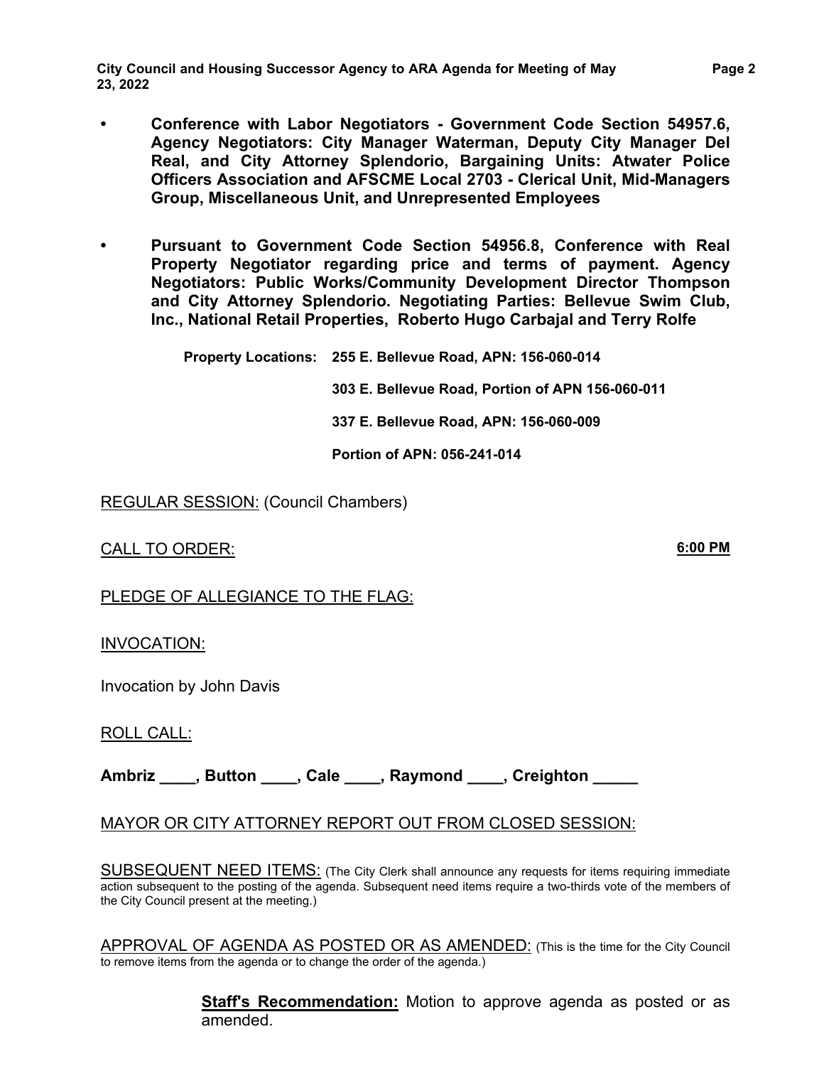- **Conference with Labor Negotiators - Government Code Section 54957.6, Agency Negotiators: City Manager Waterman, Deputy City Manager Del Real, and City Attorney Splendorio, Bargaining Units: Atwater Police Officers Association and AFSCME Local 2703 - Clerical Unit, Mid-Managers Group, Miscellaneous Unit, and Unrepresented Employees**

- **Pursuant to Government Code Section 54956.8, Conference with Real Property Negotiator regarding price and terms of payment. Agency Negotiators: Public Works/Community Development Director Thompson and City Attorney Splendorio. Negotiating Parties: Bellevue Swim Club, Inc., National Retail Properties, Roberto Hugo Carbajal and Terry Rolfe**

  **Property Locations: 255 E. Bellevue Road, APN: 156-060-014**

  **303 E. Bellevue Road, Portion of APN 156-060-011**

  **337 E. Bellevue Road, APN: 156-060-009**

  **Portion of APN: 056-241-014**

REGULAR SESSION: (Council Chambers)

CALL TO ORDER: **6:00 PM**

PLEDGE OF ALLEGIANCE TO THE FLAG:

INVOCATION:

Invocation by John Davis

ROLL CALL:

**Ambriz ____, Button ____, Cale ____, Raymond ____, Creighton _____**

MAYOR OR CITY ATTORNEY REPORT OUT FROM CLOSED SESSION:

SUBSEQUENT NEED ITEMS: (The City Clerk shall announce any requests for items requiring immediate action subsequent to the posting of the agenda. Subsequent need items require a two-thirds vote of the members of the City Council present at the meeting.)

APPROVAL OF AGENDA AS POSTED OR AS AMENDED: (This is the time for the City Council to remove items from the agenda or to change the order of the agenda.)

**Staff's Recommendation:** Motion to approve agenda as posted or as amended.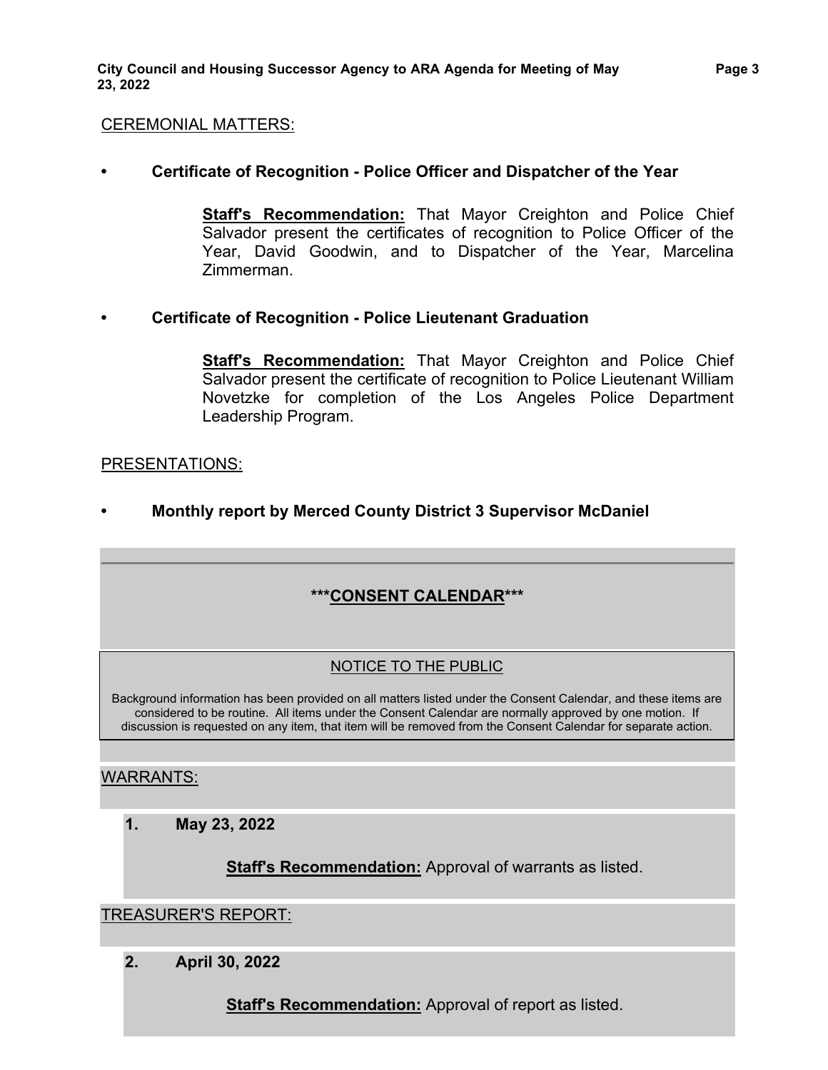CEREMONIAL MATTERS:

- **Certificate of Recognition - Police Officer and Dispatcher of the Year**

  **Staff's Recommendation:** That Mayor Creighton and Police Chief Salvador present the certificates of recognition to Police Officer of the Year, David Goodwin, and to Dispatcher of the Year, Marcelina Zimmerman.

- **Certificate of Recognition - Police Lieutenant Graduation**

  **Staff's Recommendation:** That Mayor Creighton and Police Chief Salvador present the certificate of recognition to Police Lieutenant William Novetzke for completion of the Los Angeles Police Department Leadership Program.

PRESENTATIONS:

- **Monthly report by Merced County District 3 Supervisor McDaniel**

---

## ***CONSENT CALENDAR***

NOTICE TO THE PUBLIC

Background information has been provided on all matters listed under the Consent Calendar, and these items are considered to be routine. All items under the Consent Calendar are normally approved by one motion. If discussion is requested on any item, that item will be removed from the Consent Calendar for separate action.

WARRANTS:

**1. May 23, 2022**

**Staff's Recommendation:** Approval of warrants as listed.

TREASURER'S REPORT:

**2. April 30, 2022**

**Staff's Recommendation:** Approval of report as listed.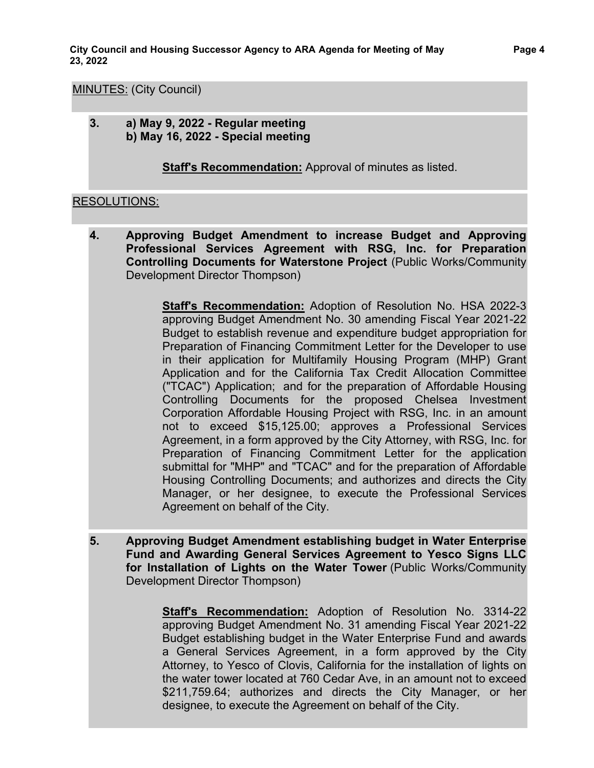MINUTES: (City Council)

**3. a) May 9, 2022 - Regular meeting**
**b) May 16, 2022 - Special meeting**

**Staff's Recommendation:** Approval of minutes as listed.

RESOLUTIONS:

**4. Approving Budget Amendment to increase Budget and Approving Professional Services Agreement with RSG, Inc. for Preparation Controlling Documents for Waterstone Project** (Public Works/Community Development Director Thompson)

**Staff's Recommendation:** Adoption of Resolution No. HSA 2022-3 approving Budget Amendment No. 30 amending Fiscal Year 2021-22 Budget to establish revenue and expenditure budget appropriation for Preparation of Financing Commitment Letter for the Developer to use in their application for Multifamily Housing Program (MHP) Grant Application and for the California Tax Credit Allocation Committee ("TCAC") Application; and for the preparation of Affordable Housing Controlling Documents for the proposed Chelsea Investment Corporation Affordable Housing Project with RSG, Inc. in an amount not to exceed $15,125.00; approves a Professional Services Agreement, in a form approved by the City Attorney, with RSG, Inc. for Preparation of Financing Commitment Letter for the application submittal for "MHP" and "TCAC" and for the preparation of Affordable Housing Controlling Documents; and authorizes and directs the City Manager, or her designee, to execute the Professional Services Agreement on behalf of the City.

**5. Approving Budget Amendment establishing budget in Water Enterprise Fund and Awarding General Services Agreement to Yesco Signs LLC for Installation of Lights on the Water Tower** (Public Works/Community Development Director Thompson)

**Staff's Recommendation:** Adoption of Resolution No. 3314-22 approving Budget Amendment No. 31 amending Fiscal Year 2021-22 Budget establishing budget in the Water Enterprise Fund and awards a General Services Agreement, in a form approved by the City Attorney, to Yesco of Clovis, California for the installation of lights on the water tower located at 760 Cedar Ave, in an amount not to exceed $211,759.64; authorizes and directs the City Manager, or her designee, to execute the Agreement on behalf of the City.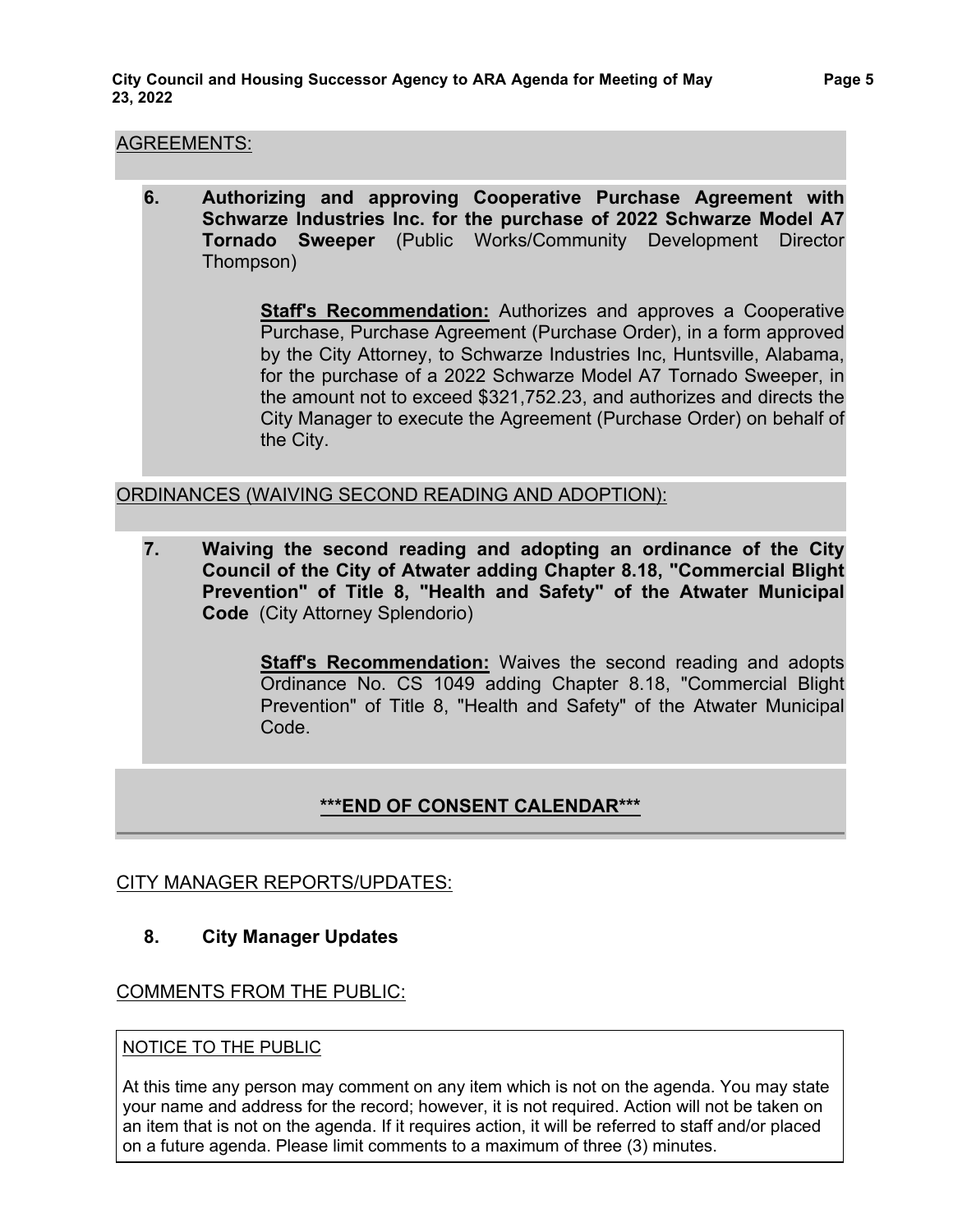AGREEMENTS:

**6. Authorizing and approving Cooperative Purchase Agreement with Schwarze Industries Inc. for the purchase of 2022 Schwarze Model A7 Tornado Sweeper** (Public Works/Community Development Director Thompson)

**Staff's Recommendation:** Authorizes and approves a Cooperative Purchase, Purchase Agreement (Purchase Order), in a form approved by the City Attorney, to Schwarze Industries Inc, Huntsville, Alabama, for the purchase of a 2022 Schwarze Model A7 Tornado Sweeper, in the amount not to exceed $321,752.23, and authorizes and directs the City Manager to execute the Agreement (Purchase Order) on behalf of the City.

ORDINANCES (WAIVING SECOND READING AND ADOPTION):

**7. Waiving the second reading and adopting an ordinance of the City Council of the City of Atwater adding Chapter 8.18, "Commercial Blight Prevention" of Title 8, "Health and Safety" of the Atwater Municipal Code** (City Attorney Splendorio)

**Staff's Recommendation:** Waives the second reading and adopts Ordinance No. CS 1049 adding Chapter 8.18, "Commercial Blight Prevention" of Title 8, "Health and Safety" of the Atwater Municipal Code.

**\*\*\*END OF CONSENT CALENDAR\*\*\***

CITY MANAGER REPORTS/UPDATES:

**8. City Manager Updates**

COMMENTS FROM THE PUBLIC:

NOTICE TO THE PUBLIC

At this time any person may comment on any item which is not on the agenda. You may state your name and address for the record; however, it is not required. Action will not be taken on an item that is not on the agenda. If it requires action, it will be referred to staff and/or placed on a future agenda. Please limit comments to a maximum of three (3) minutes.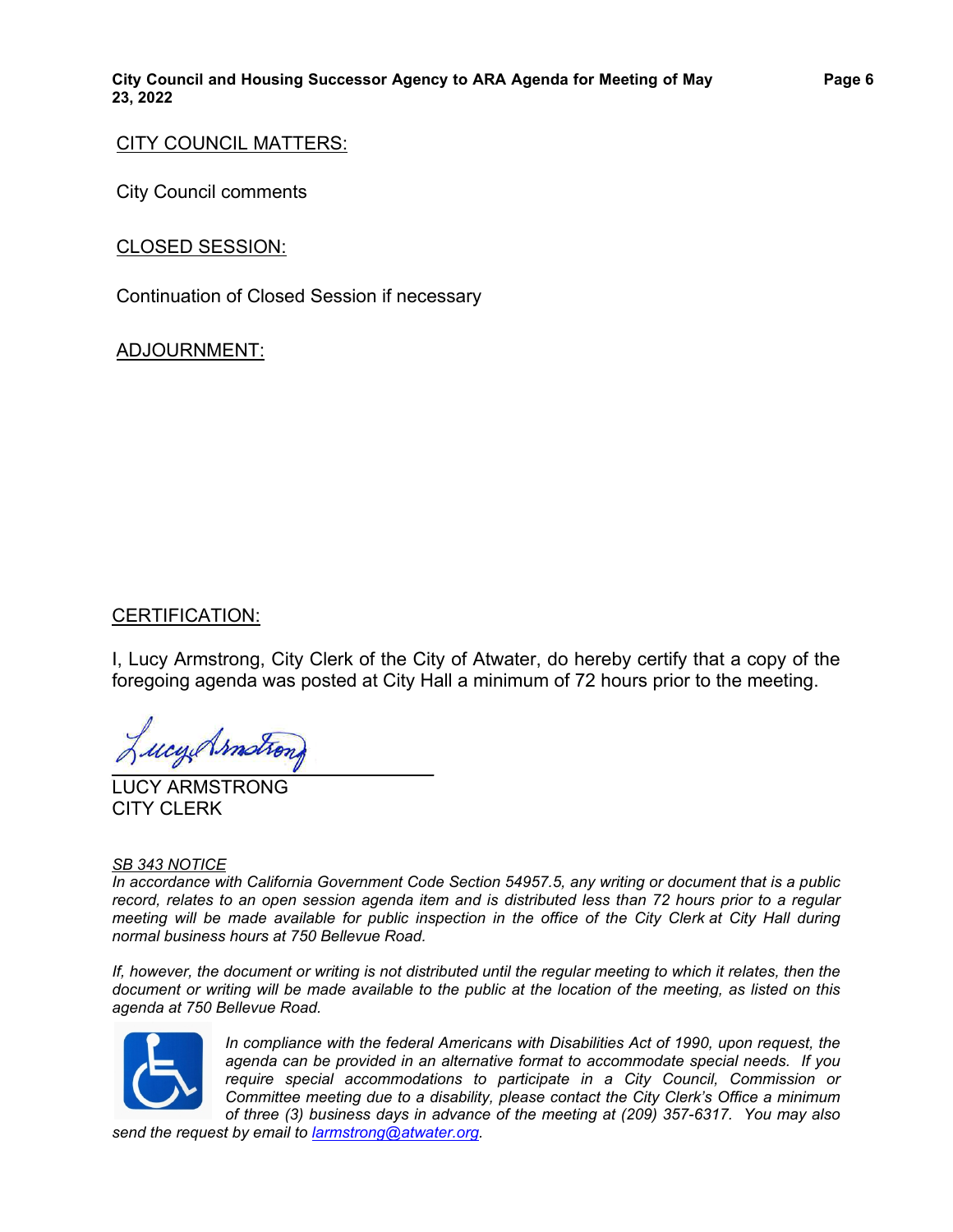## CITY COUNCIL MATTERS:

City Council comments

## CLOSED SESSION:

Continuation of Closed Session if necessary

## ADJOURNMENT:

## CERTIFICATION:

I, Lucy Armstrong, City Clerk of the City of Atwater, do hereby certify that a copy of the foregoing agenda was posted at City Hall a minimum of 72 hours prior to the meeting.

LUCY ARMSTRONG
CITY CLERK

*SB 343 NOTICE*
*In accordance with California Government Code Section 54957.5, any writing or document that is a public record, relates to an open session agenda item and is distributed less than 72 hours prior to a regular meeting will be made available for public inspection in the office of the City Clerk at City Hall during normal business hours at 750 Bellevue Road.*

*If, however, the document or writing is not distributed until the regular meeting to which it relates, then the document or writing will be made available to the public at the location of the meeting, as listed on this agenda at 750 Bellevue Road.*

*In compliance with the federal Americans with Disabilities Act of 1990, upon request, the agenda can be provided in an alternative format to accommodate special needs. If you require special accommodations to participate in a City Council, Commission or Committee meeting due to a disability, please contact the City Clerk's Office a minimum of three (3) business days in advance of the meeting at (209) 357-6317. You may also send the request by email to larmstrong@atwater.org.*